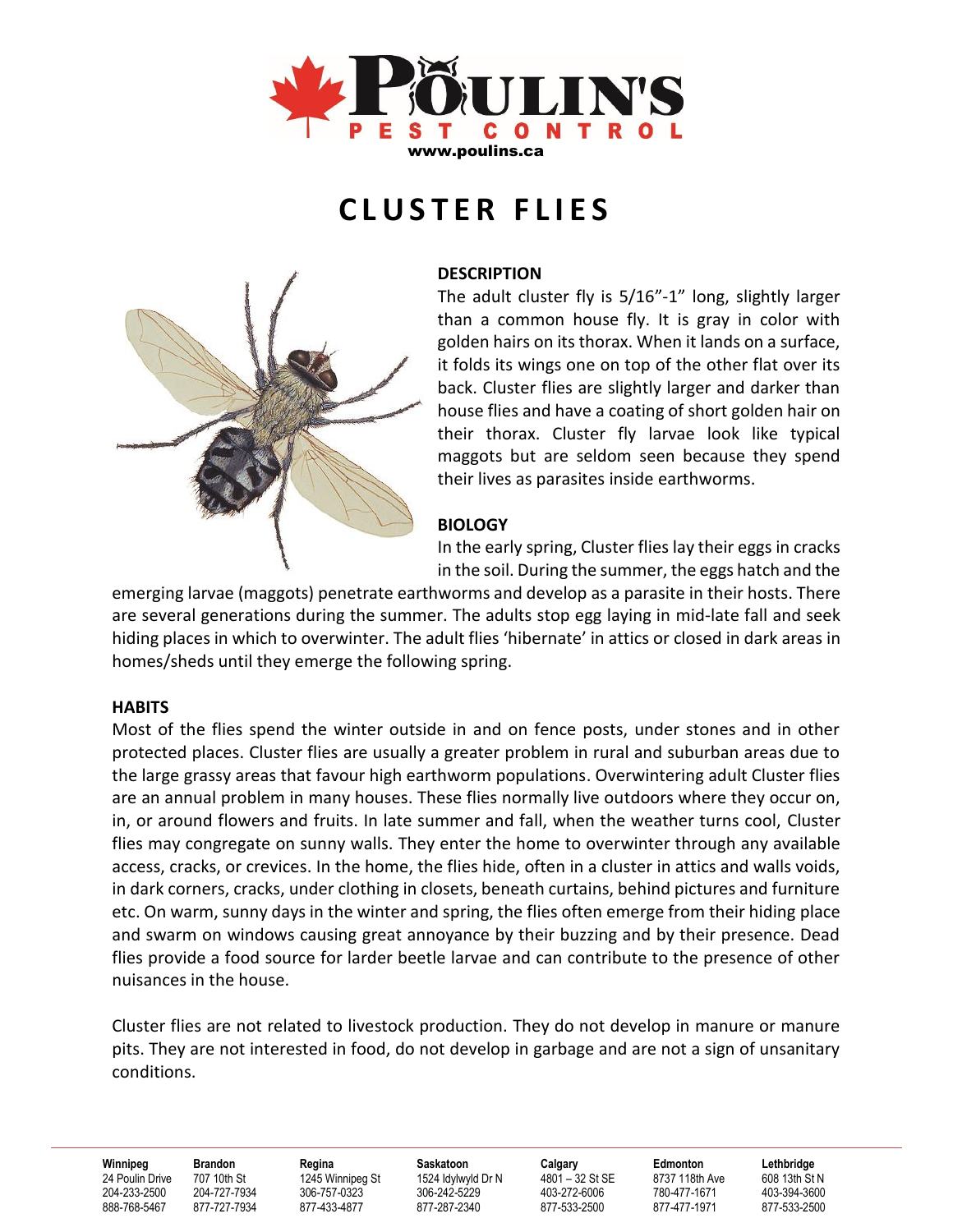POULIN'S PEST CONTROL
www.poulins.ca

# CLUSTER FLIES

## DESCRIPTION

The adult cluster fly is 5/16"-1" long, slightly larger than a common house fly. It is gray in color with golden hairs on its thorax. When it lands on a surface, it folds its wings one on top of the other flat over its back. Cluster flies are slightly larger and darker than house flies and have a coating of short golden hair on their thorax. Cluster fly larvae look like typical maggots but are seldom seen because they spend their lives as parasites inside earthworms.

## BIOLOGY

In the early spring, Cluster flies lay their eggs in cracks in the soil. During the summer, the eggs hatch and the emerging larvae (maggots) penetrate earthworms and develop as a parasite in their hosts. There are several generations during the summer. The adults stop egg laying in mid-late fall and seek hiding places in which to overwinter. The adult flies 'hibernate' in attics or closed in dark areas in homes/sheds until they emerge the following spring.

## HABITS

Most of the flies spend the winter outside in and on fence posts, under stones and in other protected places. Cluster flies are usually a greater problem in rural and suburban areas due to the large grassy areas that favour high earthworm populations. Overwintering adult Cluster flies are an annual problem in many houses. These flies normally live outdoors where they occur on, in, or around flowers and fruits. In late summer and fall, when the weather turns cool, Cluster flies may congregate on sunny walls. They enter the home to overwinter through any available access, cracks, or crevices. In the home, the flies hide, often in a cluster in attics and walls voids, in dark corners, cracks, under clothing in closets, beneath curtains, behind pictures and furniture etc. On warm, sunny days in the winter and spring, the flies often emerge from their hiding place and swarm on windows causing great annoyance by their buzzing and by their presence. Dead flies provide a food source for larder beetle larvae and can contribute to the presence of other nuisances in the house.

Cluster flies are not related to livestock production. They do not develop in manure or manure pits. They are not interested in food, do not develop in garbage and are not a sign of unsanitary conditions.

| Winnipeg | Brandon | Regina | Saskatoon | Calgary | Edmonton | Lethbridge |
|---|---|---|---|---|---|---|
| 24 Poulin Drive | 707 10th St | 1245 Winnipeg St | 1524 Idylwyld Dr N | 4801 – 32 St SE | 8737 118th Ave | 608 13th St N |
| 204-233-2500 | 204-727-7934 | 306-757-0323 | 306-242-5229 | 403-272-6006 | 780-477-1671 | 403-394-3600 |
| 888-768-5467 | 877-727-7934 | 877-433-4877 | 877-287-2340 | 877-533-2500 | 877-477-1971 | 877-533-2500 |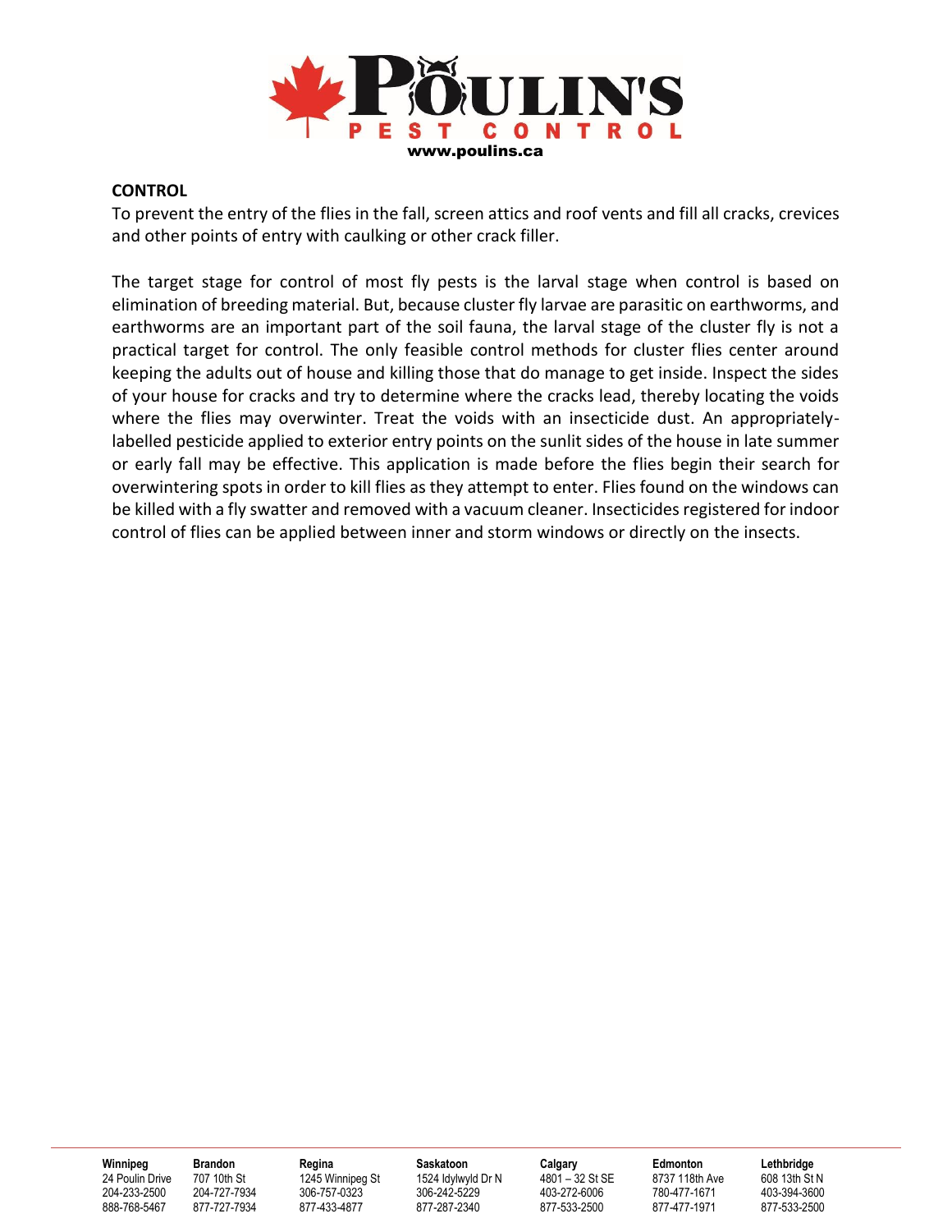**CONTROL**

To prevent the entry of the flies in the fall, screen attics and roof vents and fill all cracks, crevices and other points of entry with caulking or other crack filler.

The target stage for control of most fly pests is the larval stage when control is based on elimination of breeding material. But, because cluster fly larvae are parasitic on earthworms, and earthworms are an important part of the soil fauna, the larval stage of the cluster fly is not a practical target for control. The only feasible control methods for cluster flies center around keeping the adults out of house and killing those that do manage to get inside. Inspect the sides of your house for cracks and try to determine where the cracks lead, thereby locating the voids where the flies may overwinter. Treat the voids with an insecticide dust. An appropriately-labelled pesticide applied to exterior entry points on the sunlit sides of the house in late summer or early fall may be effective. This application is made before the flies begin their search for overwintering spots in order to kill flies as they attempt to enter. Flies found on the windows can be killed with a fly swatter and removed with a vacuum cleaner. Insecticides registered for indoor control of flies can be applied between inner and storm windows or directly on the insects.